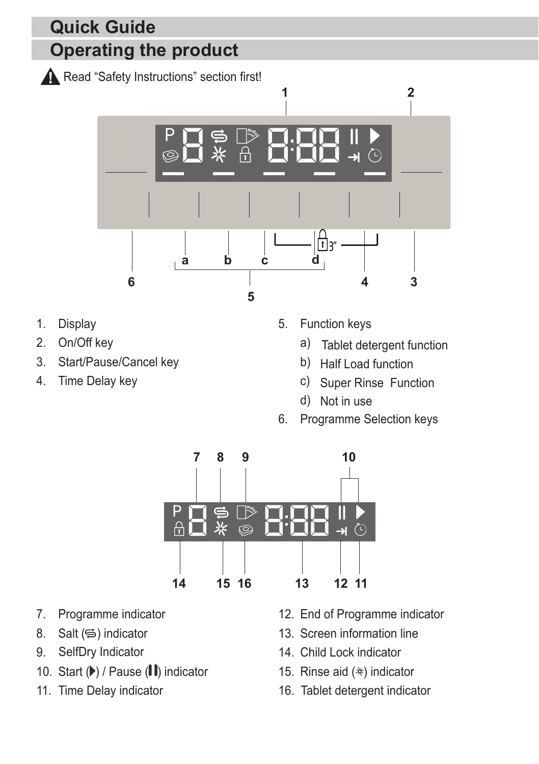# Quick Guide

## Operating the product

⚠ Read “Safety Instructions” section first!

1. Display
2. On/Off key
3. Start/Pause/Cancel key
4. Time Delay key
5. Function keys
   - a) Tablet detergent function
   - b) Half Load function
   - c) Super Rinse Function
   - d) Not in use
6. Programme Selection keys

7. Programme indicator
8. Salt (⥈) indicator
9. SelfDry Indicator
10. Start (▶) / Pause (❚❚) indicator
11. Time Delay indicator
12. End of Programme indicator
13. Screen information line
14. Child Lock indicator
15. Rinse aid (✳) indicator
16. Tablet detergent indicator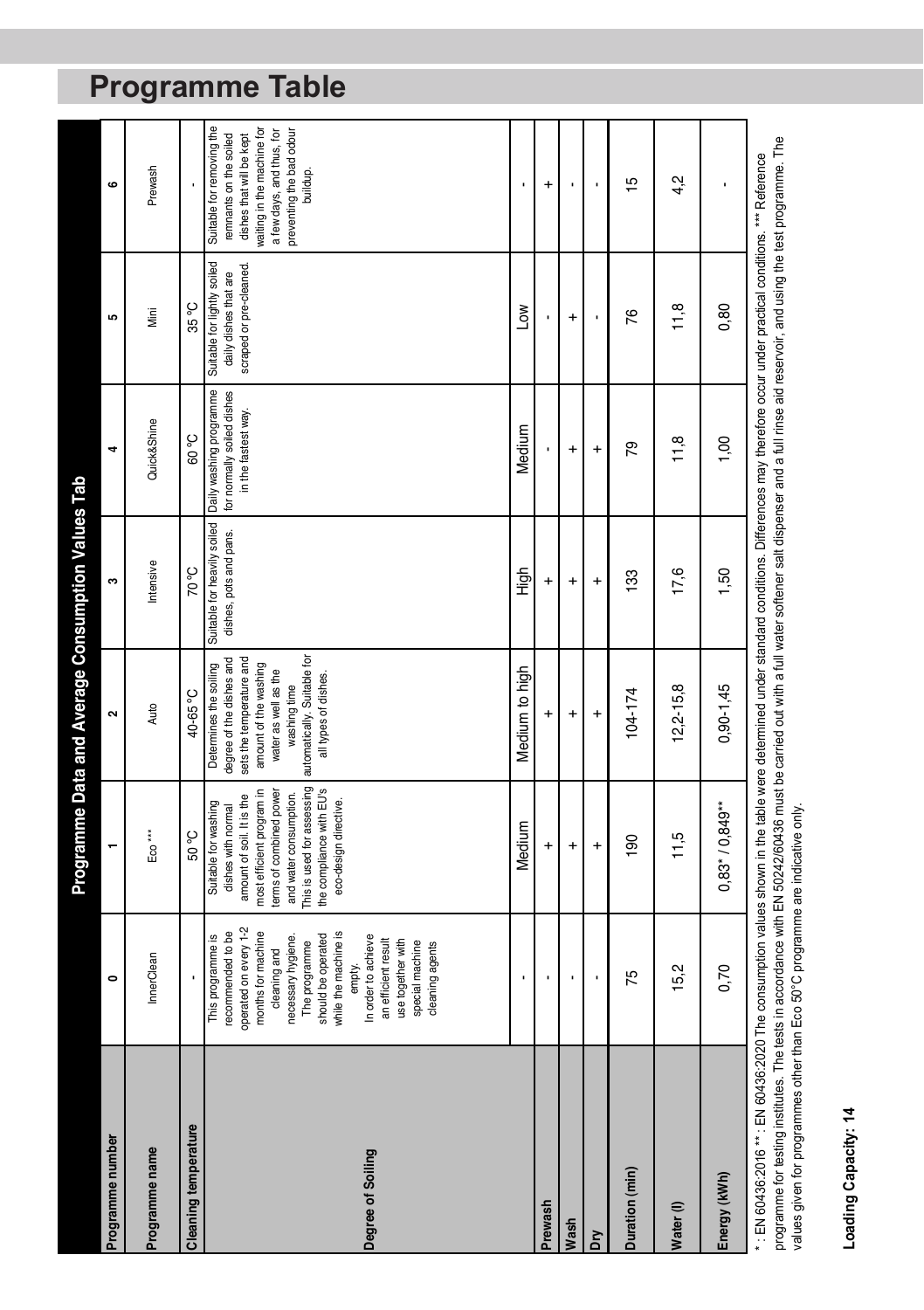# Programme Table

| Programme Data and Average Consumption Values Tab | | | | | | | |
|---|---|---|---|---|---|---|---|
| Programme number | 0 | 1 | 2 | 3 | 4 | 5 | 6 |
| Programme name | InnerClean | Eco *** | Auto | Intensive | Quick&Shine | Mini | Prewash |
| Cleaning temperature | - | 50 °C | 40-65 °C | 70 °C | 60 °C | 35 °C | - |
| Degree of Soiling | This programme is recommended to be operated on every 1-2 months for machine cleaning and necessary hygiene. The programme should be operated while the machine is empty. In order to achieve an efficient result use together with special machine cleaning agents | Suitable for washing dishes with normal amount of soil. It is the most efficient program in terms of combined power and water consumption. This is used for assessing the compliance with EU's eco-design directive. | Determines the soiling degree of the dishes and sets the temperature and amount of the washing water as well as the washing time automatically. Suitable for all types of dishes. | Suitable for heavily soiled dishes, pots and pans. | Daily washing programme for normally soiled dishes in the fastest way. | Suitable for lightly soiled daily dishes that are scraped or pre-cleaned. | Suitable for removing the remnants on the soiled dishes that will be kept waiting in the machine for a few days, and thus, for preventing the bad odour buildup. |
| | - | Medium | Medium to high | High | Medium | Low | - |
| Prewash | - | + | + | + | - | - | + |
| Wash | - | + | + | + | + | + | - |
| Dry | - | + | + | + | + | - | - |
| Duration (min) | 75 | 190 | 104-174 | 133 | 79 | 76 | 15 |
| Water (l) | 15,2 | 11,5 | 12,2-15,8 | 17,6 | 11,8 | 11,8 | 4,2 |
| Energy (kWh) | 0,70 | 0,83* / 0,849** | 0,90-1,45 | 1,50 | 1,00 | 0,80 | - |

* : EN 60436:2016 ** : EN 60436:2020 The consumption values shown in the table were determined under standard conditions. Differences may therefore occur under practical conditions. *** Reference programme for testing institutes. The tests in accordance with EN 50242/60436 must be carried out with a full water softener salt dispenser and a full rinse aid reservoir, and using the test programme. The values given for programmes other than Eco 50°C programme are indicative only.

**Loading Capacity: 14**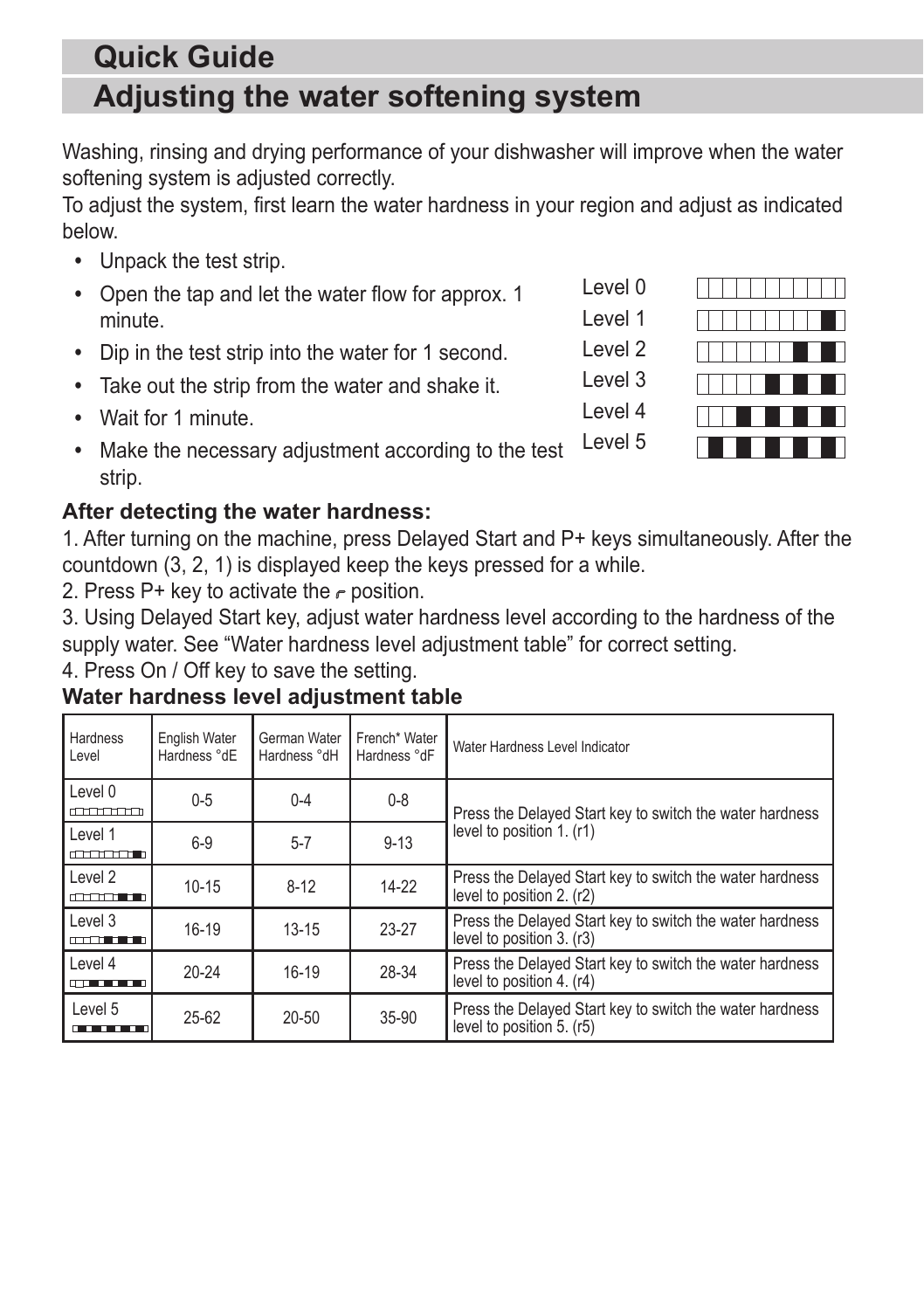# Quick Guide

# Adjusting the water softening system

Washing, rinsing and drying performance of your dishwasher will improve when the water softening system is adjusted correctly.
To adjust the system, first learn the water hardness in your region and adjust as indicated below.

- Unpack the test strip.
- Open the tap and let the water flow for approx. 1 minute.
- Dip in the test strip into the water for 1 second.
- Take out the strip from the water and shake it.
- Wait for 1 minute.
- Make the necessary adjustment according to the test strip.

Level 0
Level 1
Level 2
Level 3
Level 4
Level 5

**After detecting the water hardness:**

1. After turning on the machine, press Delayed Start and P+ keys simultaneously. After the countdown (3, 2, 1) is displayed keep the keys pressed for a while.
2. Press P+ key to activate the r position.
3. Using Delayed Start key, adjust water hardness level according to the hardness of the supply water. See "Water hardness level adjustment table" for correct setting.
4. Press On / Off key to save the setting.

**Water hardness level adjustment table**

| Hardness Level | English Water Hardness °dE | German Water Hardness °dH | French* Water Hardness °dF | Water Hardness Level Indicator |
|---|---|---|---|---|
| Level 0 | 0-5 | 0-4 | 0-8 | Press the Delayed Start key to switch the water hardness level to position 1. (r1) |
| Level 1 | 6-9 | 5-7 | 9-13 | |
| Level 2 | 10-15 | 8-12 | 14-22 | Press the Delayed Start key to switch the water hardness level to position 2. (r2) |
| Level 3 | 16-19 | 13-15 | 23-27 | Press the Delayed Start key to switch the water hardness level to position 3. (r3) |
| Level 4 | 20-24 | 16-19 | 28-34 | Press the Delayed Start key to switch the water hardness level to position 4. (r4) |
| Level 5 | 25-62 | 20-50 | 35-90 | Press the Delayed Start key to switch the water hardness level to position 5. (r5) |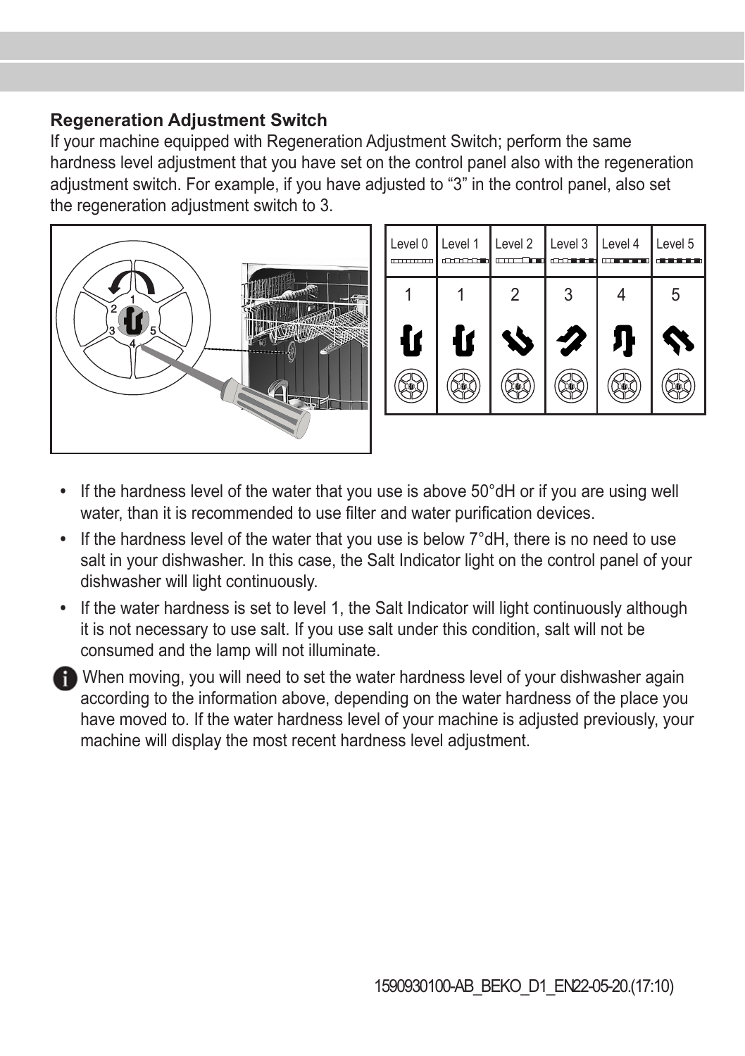### Regeneration Adjustment Switch

If your machine equipped with Regeneration Adjustment Switch; perform the same hardness level adjustment that you have set on the control panel also with the regeneration adjustment switch. For example, if you have adjusted to “3” in the control panel, also set the regeneration adjustment switch to 3.

| Level 0 | Level 1 | Level 2 | Level 3 | Level 4 | Level 5 |
|---|---|---|---|---|---|
| 1 | 1 | 2 | 3 | 4 | 5 |

- If the hardness level of the water that you use is above 50°dH or if you are using well water, than it is recommended to use filter and water purification devices.
- If the hardness level of the water that you use is below 7°dH, there is no need to use salt in your dishwasher. In this case, the Salt Indicator light on the control panel of your dishwasher will light continuously.
- If the water hardness is set to level 1, the Salt Indicator will light continuously although it is not necessary to use salt. If you use salt under this condition, salt will not be consumed and the lamp will not illuminate.

When moving, you will need to set the water hardness level of your dishwasher again according to the information above, depending on the water hardness of the place you have moved to. If the water hardness level of your machine is adjusted previously, your machine will display the most recent hardness level adjustment.